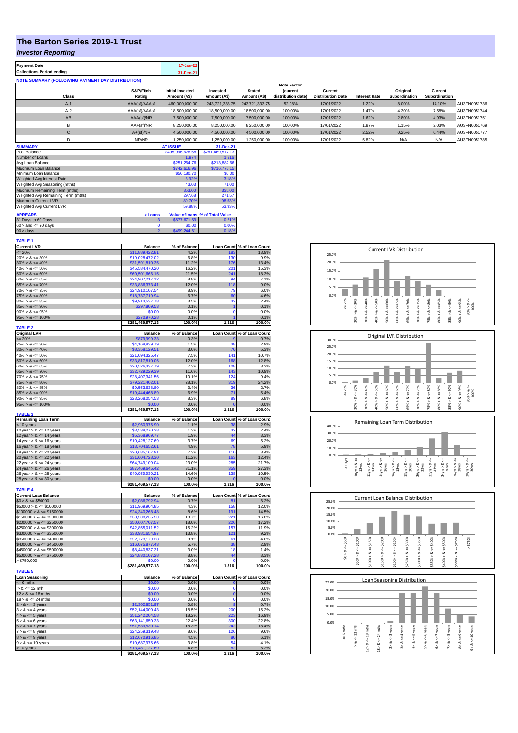# The Barton Series 2019-1 Trust

## *Investor Reporting*

| Payment Date | 17-Jan-22 |
|---|---|
| Collections Period ending | 31-Dec-21 |

**NOTE SUMMARY (FOLLOWING PAYMENT DAY DISTRIBUTION)**

| Class | S&P/Fitch Rating | Initial Invested Amount (A$) | Invested Amount (A$) | Stated Amount (A$) | Note Factor (current distribution date) | Current Distribution Date | Interest Rate | Original Subordination | Current Subordination | |
|---|---|---|---|---|---|---|---|---|---|---|
| A-1 | AAA(sf)/AAAsf | 460,000,000.00 | 243,721,333.75 | 243,721,333.75 | 52.98% | 17/01/2022 | 1.22% | 8.00% | 14.10% | AU3FN0051736 |
| A-2 | AAA(sf)/AAAsf | 18,500,000.00 | 18,500,000.00 | 18,500,000.00 | 100.00% | 17/01/2022 | 1.47% | 4.30% | 7.58% | AU3FN0051744 |
| AB | AAA(sf)/NR | 7,500,000.00 | 7,500,000.00 | 7,500,000.00 | 100.00% | 17/01/2022 | 1.62% | 2.80% | 4.93% | AU3FN0051751 |
| B | AA+(sf)/NR | 8,250,000.00 | 8,250,000.00 | 8,250,000.00 | 100.00% | 17/01/2022 | 1.87% | 1.15% | 2.03% | AU3FN0051769 |
| C | A+(sf)/NR | 4,500,000.00 | 4,500,000.00 | 4,500,000.00 | 100.00% | 17/01/2022 | 2.52% | 0.25% | 0.44% | AU3FN0051777 |
| D | NR/NR | 1,250,000.00 | 1,250,000.00 | 1,250,000.00 | 100.00% | 17/01/2022 | 5.82% | N/A | N/A | AU3FN0051785 |

| SUMMARY | AT ISSUE | 31-Dec-21 |
|---|---|---|
| Pool Balance | $495,996,628.58 | $281,469,577.13 |
| Number of Loans | 1,974 | 1,316 |
| Avg Loan Balance | $251,264.76 | $213,882.66 |
| Maximum Loan Balance | $742,616.96 | $716,776.15 |
| Minimum Loan Balance | $56,180.70 | $0.00 |
| Weighted Avg Interest Rate | 3.92% | 3.18% |
| Weighted Avg Seasoning (mths) | 43.03 | 71.00 |
| Maximum Remaining Term (mths) | 353.00 | 335.00 |
| Weighted Avg Remaining Term (mths) | 297.68 | 271.57 |
| Maximum Current LVR | 89.70% | 98.53% |
| Weighted Avg Current LVR | 59.88% | 53.93% |

| ARREARS | # Loans | Value of loans | % of Total Value |
|---|---|---|---|
| 31 Days to 60 Days | 3 | $577,671.59 | 0.21% |
| 60 > and <= 90 days | 0 | $0.00 | 0.00% |
| 90 > days | 2 | $499,244.61 | 0.18% |

**TABLE 1**

| Current LVR | Balance | % of Balance | Loan Count | % of Loan Count |
|---|---|---|---|---|
| <= 20% | $11,889,422.81 | 4.2% | 183 | 13.9% |
| 20% > & <= 30% | $19,028,472.02 | 6.8% | 130 | 9.9% |
| 30% > & <= 40% | $31,591,810.35 | 11.2% | 176 | 13.4% |
| 40% > & <= 50% | $45,584,470.20 | 16.2% | 201 | 15.3% |
| 50% > & <= 60% | $60,501,666.15 | 21.5% | 241 | 18.3% |
| 60% > & <= 65% | $24,907,217.12 | 8.8% | 94 | 7.1% |
| 65% > & <= 70% | $33,836,373.41 | 12.0% | 118 | 9.0% |
| 70% > & <= 75% | $24,910,107.54 | 8.9% | 79 | 6.0% |
| 75% > & <= 80% | $18,737,719.94 | 6.7% | 60 | 4.6% |
| 80% > & <= 85% | $9,913,537.78 | 3.5% | 32 | 2.4% |
| 85% > & <= 90% | $297,809.53 | 0.1% | 1 | 0.1% |
| 90% > & <= 95% | $0.00 | 0.0% | 0 | 0.0% |
| 95% > & <= 100% | $270,970.28 | 0.1% | 1 | 0.1% |
| | $281,469,577.13 | 100.0% | 1,316 | 100.0% |

**TABLE 2**

| Original LVR | Balance | % of Balance | Loan Count | % of Loan Count |
|---|---|---|---|---|
| <= 20% | $879,999.33 | 0.3% | 9 | 0.7% |
| 25% > & <= 30% | $4,168,839.79 | 1.5% | 38 | 2.9% |
| 30% > & <= 40% | $8,358,129.51 | 3.0% | 70 | 5.3% |
| 40% > & <= 50% | $21,094,325.47 | 7.5% | 141 | 10.7% |
| 50% > & <= 60% | $33,817,810.06 | 12.0% | 168 | 12.8% |
| 60% > & <= 65% | $20,526,337.79 | 7.3% | 108 | 8.2% |
| 65% > & <= 70% | $32,729,229.39 | 11.6% | 143 | 10.9% |
| 70% > & <= 75% | $28,407,341.56 | 10.1% | 124 | 9.4% |
| 75% > & <= 80% | $79,221,402.01 | 28.1% | 319 | 24.2% |
| 80% > & <= 85% | $9,553,638.80 | 3.4% | 36 | 2.7% |
| 85% > & <= 90% | $19,444,468.89 | 6.9% | 71 | 5.4% |
| 90% > & <= 95% | $23,268,054.53 | 8.3% | 89 | 6.8% |
| 95% > & <= 100% | $0.00 | 0.0% | 0 | 0.0% |
| | $281,469,577.13 | 100.0% | 1,316 | 100.0% |

**TABLE 3**

| Remaining Loan Term | Balance | % of Balance | Loan Count | % of Loan Count |
|---|---|---|---|---|
| < 10 years | $2,960,975.90 | 1.1% | 38 | 2.9% |
| 10 year > & <= 12 years | $3,538,270.28 | 1.3% | 32 | 2.4% |
| 12 year > & <= 14 years | $5,368,969.77 | 1.9% | 44 | 3.3% |
| 14 year > & <= 16 years | $10,428,127.69 | 3.7% | 69 | 5.2% |
| 16 year > & <= 18 years | $13,704,652.61 | 4.9% | 78 | 5.9% |
| 18 year > & <= 20 years | $20,685,167.91 | 7.3% | 110 | 8.4% |
| 20 year > & <= 22 years | $31,604,728.30 | 11.2% | 163 | 12.4% |
| 22 year > & <= 24 years | $64,749,109.04 | 23.0% | 285 | 21.7% |
| 24 year > & <= 26 years | $87,469,645.42 | 31.1% | 359 | 27.3% |
| 26 year > & <= 28 years | $40,959,930.21 | 14.6% | 138 | 10.5% |
| 28 year > & <= 30 years | $0.00 | 0.0% | 0 | 0.0% |
| | $281,469,577.13 | 100.0% | 1,316 | 100.0% |

**TABLE 4**

| Current Loan Balance | Balance | % of Balance | Loan Count | % of Loan Count |
|---|---|---|---|---|
| $0 > & <= $50000 | $2,086,792.94 | 0.7% | 81 | 6.2% |
| $50000 > & <= $100000 | $11,969,904.85 | 4.3% | 158 | 12.0% |
| $100000 > & <= $150000 | $24,340,268.48 | 8.6% | 191 | 14.5% |
| $150000 > & <= $200000 | $38,508,235.50 | 13.7% | 221 | 16.8% |
| $200000 > & <= $250000 | $50,607,707.57 | 18.0% | 226 | 17.2% |
| $250000 > & <= $300000 | $42,855,011.52 | 15.2% | 157 | 11.9% |
| $300000 > & <= $350000 | $38,981,654.97 | 13.8% | 121 | 9.2% |
| $350000 > & <= $400000 | $22,773,179.28 | 8.1% | 61 | 4.6% |
| $400000 > & <= $450000 | $16,075,877.43 | 5.7% | 38 | 2.9% |
| $450000 > & <= $500000 | $8,440,837.31 | 3.0% | 18 | 1.4% |
| $500000 > & <= $750000 | $24,830,107.28 | 8.8% | 44 | 3.3% |
| > $750,000 | $0.00 | 0.0% | 0 | 0.0% |
| | $281,469,577.13 | 100.0% | 1,316 | 100.0% |

**TABLE 5**

| Loan Seasoning | Balance | % of Balance | Loan Count | % of Loan Count |
|---|---|---|---|---|
| <= 6 mths | $0.00 | 0.0% | 0 | 0.0% |
| > & <= 12 mth | $0.00 | 0.0% | 0 | 0.0% |
| 12 > & <= 18 mths | $0.00 | 0.0% | 0 | 0.0% |
| 18 > & <= 24 mths | $0.00 | 0.0% | 0 | 0.0% |
| 2 > & <= 3 years | $2,302,851.97 | 0.8% | 9 | 0.7% |
| 3 > & <= 4 years | $52,144,000.43 | 18.5% | 200 | 15.2% |
| 4 > & <= 5 years | $51,242,204.58 | 18.2% | 223 | 16.9% |
| 5 > & <= 6 years | $63,141,650.33 | 22.4% | 300 | 22.8% |
| 6 > & <= 7 years | $51,539,530.14 | 18.3% | 242 | 18.4% |
| 7 > & <= 8 years | $24,259,319.48 | 8.6% | 126 | 9.6% |
| 8 > & <= 9 years | $12,670,916.85 | 4.5% | 80 | 6.1% |
| 9 > & <= 10 years | $10,687,975.66 | 3.8% | 54 | 4.1% |
| > 10 years | $13,481,127.69 | 4.8% | 82 | 6.2% |
| | $281,469,577.13 | 100.0% | 1,316 | 100.0% |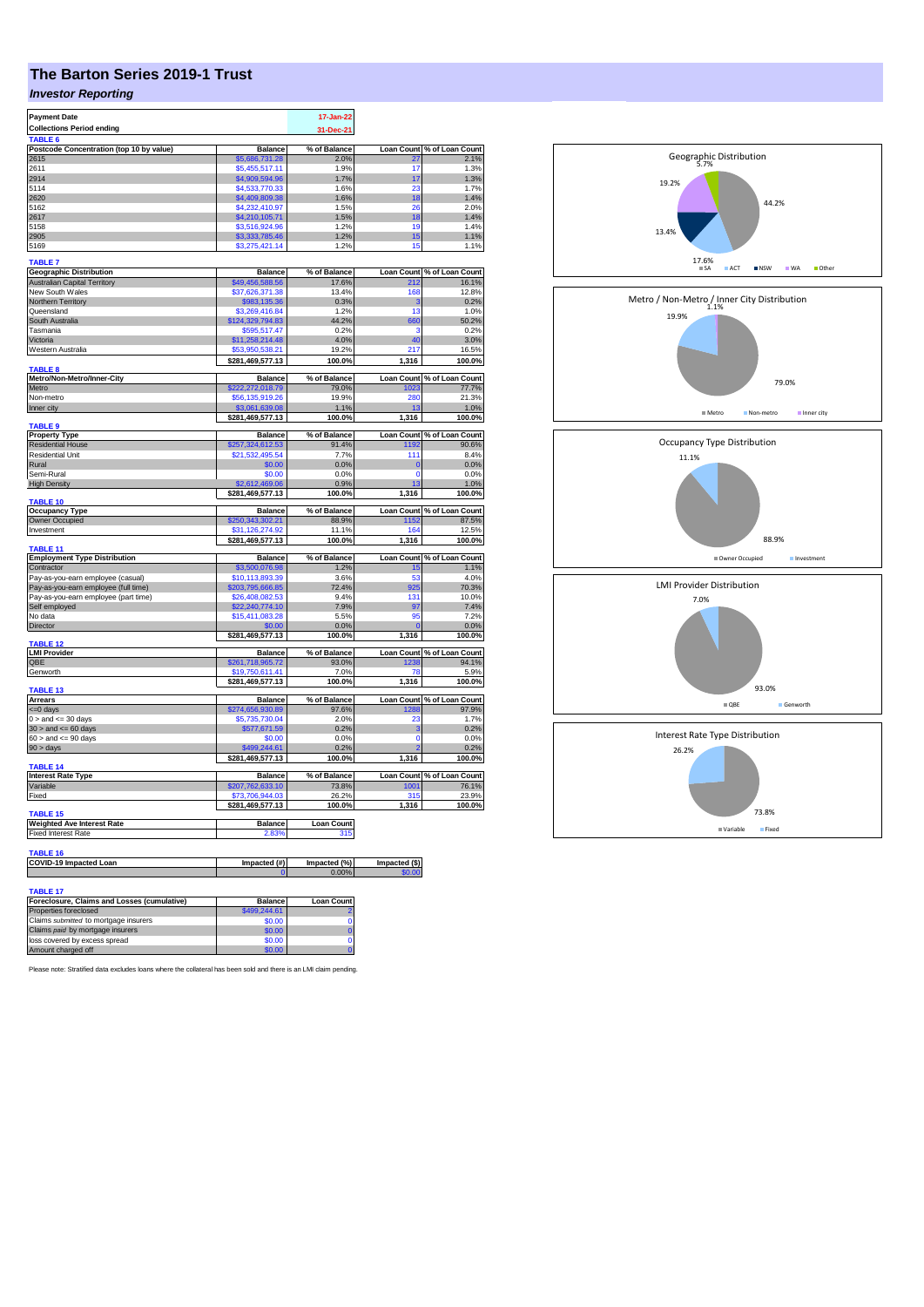# The Barton Series 2019-1 Trust

## *Investor Reporting*

| Payment Date | 17-Jan-22 |
|---|---|
| Collections Period ending | 31-Dec-21 |

**TABLE 6**

| Postcode Concentration (top 10 by value) | Balance | % of Balance | Loan Count | % of Loan Count |
|---|---|---|---|---|
| 2615 | $5,686,731.28 | 2.0% | 27 | 2.1% |
| 2611 | $5,455,517.11 | 1.9% | 17 | 1.3% |
| 2914 | $4,909,594.96 | 1.7% | 17 | 1.3% |
| 5114 | $4,533,770.33 | 1.6% | 23 | 1.7% |
| 2620 | $4,409,809.38 | 1.6% | 18 | 1.4% |
| 5162 | $4,232,410.97 | 1.5% | 26 | 2.0% |
| 2617 | $4,210,105.71 | 1.5% | 18 | 1.4% |
| 5158 | $3,516,924.96 | 1.2% | 19 | 1.4% |
| 2905 | $3,333,785.46 | 1.2% | 15 | 1.1% |
| 5169 | $3,275,421.14 | 1.2% | 15 | 1.1% |

**TABLE 7**

| Geographic Distribution | Balance | % of Balance | Loan Count | % of Loan Count |
|---|---|---|---|---|
| Australian Capital Territory | $49,456,588.56 | 17.6% | 212 | 16.1% |
| New South Wales | $37,626,371.38 | 13.4% | 168 | 12.8% |
| Northern Territory | $983,135.36 | 0.3% | 3 | 0.2% |
| Queensland | $3,269,416.84 | 1.2% | 13 | 1.0% |
| South Australia | $124,329,794.83 | 44.2% | 660 | 50.2% |
| Tasmania | $595,517.47 | 0.2% | 3 | 0.2% |
| Victoria | $11,258,214.48 | 4.0% | 40 | 3.0% |
| Western Australia | $53,950,538.21 | 19.2% | 217 | 16.5% |
| | $281,469,577.13 | 100.0% | 1,316 | 100.0% |

**TABLE 8**

| Metro/Non-Metro/Inner-City | Balance | % of Balance | Loan Count | % of Loan Count |
|---|---|---|---|---|
| Metro | $222,272,018.79 | 79.0% | 1023 | 77.7% |
| Non-metro | $56,135,919.26 | 19.9% | 280 | 21.3% |
| Inner city | $3,061,639.08 | 1.1% | 13 | 1.0% |
| | $281,469,577.13 | 100.0% | 1,316 | 100.0% |

**TABLE 9**

| Property Type | Balance | % of Balance | Loan Count | % of Loan Count |
|---|---|---|---|---|
| Residential House | $257,324,612.53 | 91.4% | 1192 | 90.6% |
| Residential Unit | $21,532,495.54 | 7.7% | 111 | 8.4% |
| Rural | $0.00 | 0.0% | 0 | 0.0% |
| Semi-Rural | $0.00 | 0.0% | 0 | 0.0% |
| High Density | $2,612,469.06 | 0.9% | 13 | 1.0% |
| | $281,469,577.13 | 100.0% | 1,316 | 100.0% |

**TABLE 10**

| Occupancy Type | Balance | % of Balance | Loan Count | % of Loan Count |
|---|---|---|---|---|
| Owner Occupied | $250,343,302.21 | 88.9% | 1152 | 87.5% |
| Investment | $31,126,274.92 | 11.1% | 164 | 12.5% |
| | $281,469,577.13 | 100.0% | 1,316 | 100.0% |

**TABLE 11**

| Employment Type Distribution | Balance | % of Balance | Loan Count | % of Loan Count |
|---|---|---|---|---|
| Contractor | $3,500,076.98 | 1.2% | 15 | 1.1% |
| Pay-as-you-earn employee (casual) | $10,113,893.39 | 3.6% | 53 | 4.0% |
| Pay-as-you-earn employee (full time) | $203,795,666.85 | 72.4% | 925 | 70.3% |
| Pay-as-you-earn employee (part time) | $26,408,082.53 | 9.4% | 131 | 10.0% |
| Self employed | $22,240,774.10 | 7.9% | 97 | 7.4% |
| No data | $15,411,083.28 | 5.5% | 95 | 7.2% |
| Director | $0.00 | 0.0% | 0 | 0.0% |
| | $281,469,577.13 | 100.0% | 1,316 | 100.0% |

**TABLE 12**

| LMI Provider | Balance | % of Balance | Loan Count | % of Loan Count |
|---|---|---|---|---|
| QBE | $261,718,965.72 | 93.0% | 1238 | 94.1% |
| Genworth | $19,750,611.41 | 7.0% | 78 | 5.9% |
| | $281,469,577.13 | 100.0% | 1,316 | 100.0% |

**TABLE 13**

| Arrears | Balance | % of Balance | Loan Count | % of Loan Count |
|---|---|---|---|---|
| <=0 days | $274,656,930.89 | 97.6% | 1288 | 97.9% |
| 0 > and <= 30 days | $5,735,730.04 | 2.0% | 23 | 1.7% |
| 30 > and <= 60 days | $577,671.59 | 0.2% | 3 | 0.2% |
| 60 > and <= 90 days | $0.00 | 0.0% | 0 | 0.0% |
| 90 > days | $499,244.61 | 0.2% | 2 | 0.2% |
| | $281,469,577.13 | 100.0% | 1,316 | 100.0% |

**TABLE 14**

| Interest Rate Type | Balance | % of Balance | Loan Count | % of Loan Count |
|---|---|---|---|---|
| Variable | $207,762,633.10 | 73.8% | 1001 | 76.1% |
| Fixed | $73,706,944.03 | 26.2% | 315 | 23.9% |
| | $281,469,577.13 | 100.0% | 1,316 | 100.0% |

**TABLE 15**

| Weighted Ave Interest Rate | Balance | Loan Count |
|---|---|---|
| Fixed Interest Rate | 2.83% | 315 |

**TABLE 16**

| COVID-19 Impacted Loan | Impacted (#) | Impacted (%) | Impacted ($) |
|---|---|---|---|
| | 0 | 0.00% | $0.00 |

**TABLE 17**

| Foreclosure, Claims and Losses (cumulative) | Balance | Loan Count |
|---|---|---|
| Properties foreclosed | $499,244.61 | 2 |
| Claims *submitted* to mortgage insurers | $0.00 | 0 |
| Claims *paid* by mortgage insurers | $0.00 | 0 |
| loss covered by excess spread | $0.00 | 0 |
| Amount charged off | $0.00 | 0 |

Please note: Stratified data excludes loans where the collateral has been sold and there is an LMI claim pending.

Geographic Distribution: SA 44.2%, ACT 17.6%, NSW 13.4%, WA 19.2%, Other 5.7%

Metro / Non-Metro / Inner City Distribution: Metro 79.0%, Non-metro 19.9%, Inner city 1.1%

Occupancy Type Distribution: Owner Occupied 88.9%, Investment 11.1%

LMI Provider Distribution: QBE 93.0%, Genworth 7.0%

Interest Rate Type Distribution: Variable 73.8%, Fixed 26.2%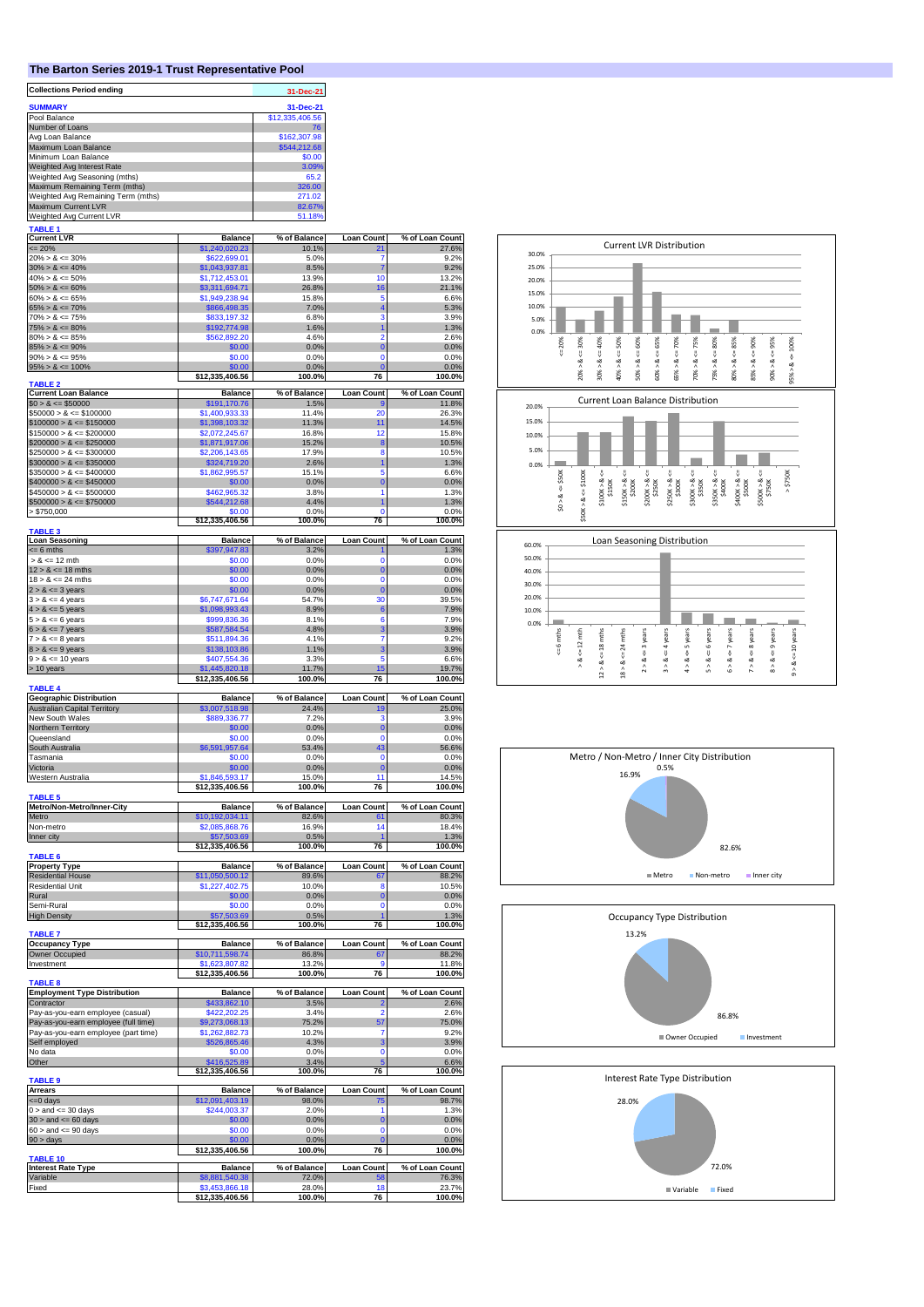# The Barton Series 2019-1 Trust Representative Pool

| Collections Period ending | 31-Dec-21 |
|---|---|

| SUMMARY | 31-Dec-21 |
|---|---|
| Pool Balance | $12,335,406.56 |
| Number of Loans | 76 |
| Avg Loan Balance | $162,307.98 |
| Maximum Loan Balance | $544,212.68 |
| Minimum Loan Balance | $0.00 |
| Weighted Avg Interest Rate | 3.09% |
| Weighted Avg Seasoning (mths) | 65.2 |
| Maximum Remaining Term (mths) | 326.00 |
| Weighted Avg Remaining Term (mths) | 271.02 |
| Maximum Current LVR | 82.67% |
| Weighted Avg Current LVR | 51.18% |

**TABLE 1**

| Current LVR | Balance | % of Balance | Loan Count | % of Loan Count |
|---|---|---|---|---|
| <= 20% | $1,240,020.23 | 10.1% | 21 | 27.6% |
| 20% > & <= 30% | $622,699.01 | 5.0% | 7 | 9.2% |
| 30% > & <= 40% | $1,043,937.81 | 8.5% | 7 | 9.2% |
| 40% > & <= 50% | $1,712,453.01 | 13.9% | 10 | 13.2% |
| 50% > & <= 60% | $3,311,694.71 | 26.8% | 16 | 21.1% |
| 60% > & <= 65% | $1,949,238.94 | 15.8% | 5 | 6.6% |
| 65% > & <= 70% | $866,498.35 | 7.0% | 4 | 5.3% |
| 70% > & <= 75% | $833,197.32 | 6.8% | 3 | 3.9% |
| 75% > & <= 80% | $192,774.98 | 1.6% | 1 | 1.3% |
| 80% > & <= 85% | $562,892.20 | 4.6% | 2 | 2.6% |
| 85% > & <= 90% | $0.00 | 0.0% | 0 | 0.0% |
| 90% > & <= 95% | $0.00 | 0.0% | 0 | 0.0% |
| 95% > & <= 100% | $0.00 | 0.0% | 0 | 0.0% |
| | $12,335,406.56 | 100.0% | 76 | 100.0% |

**TABLE 2**

| Current Loan Balance | Balance | % of Balance | Loan Count | % of Loan Count |
|---|---|---|---|---|
| $0 > & <= $50000 | $191,170.76 | 1.5% | 9 | 11.8% |
| $50000 > & <= $100000 | $1,400,933.33 | 11.4% | 20 | 26.3% |
| $100000 > & <= $150000 | $1,398,103.32 | 11.3% | 11 | 14.5% |
| $150000 > & <= $200000 | $2,072,245.67 | 16.8% | 12 | 15.8% |
| $200000 > & <= $250000 | $1,871,917.06 | 15.2% | 8 | 10.5% |
| $250000 > & <= $300000 | $2,206,143.65 | 17.9% | 8 | 10.5% |
| $300000 > & <= $350000 | $324,719.20 | 2.6% | 1 | 1.3% |
| $350000 > & <= $400000 | $1,862,995.57 | 15.1% | 5 | 6.6% |
| $400000 > & <= $450000 | $0.00 | 0.0% | 0 | 0.0% |
| $450000 > & <= $500000 | $462,965.32 | 3.8% | 1 | 1.3% |
| $500000 > & <= $750000 | $544,212.68 | 4.4% | 1 | 1.3% |
| > $750,000 | $0.00 | 0.0% | 0 | 0.0% |
| | $12,335,406.56 | 100.0% | 76 | 100.0% |

**TABLE 3**

| Loan Seasoning | Balance | % of Balance | Loan Count | % of Loan Count |
|---|---|---|---|---|
| <= 6 mths | $397,947.83 | 3.2% | 1 | 1.3% |
| > & <= 12 mth | $0.00 | 0.0% | 0 | 0.0% |
| 12 > & <= 18 mths | $0.00 | 0.0% | 0 | 0.0% |
| 18 > & <= 24 mths | $0.00 | 0.0% | 0 | 0.0% |
| 2 > & <= 3 years | $0.00 | 0.0% | 0 | 0.0% |
| 3 > & <= 4 years | $6,747,671.64 | 54.7% | 30 | 39.5% |
| 4 > & <= 5 years | $1,098,993.43 | 8.9% | 6 | 7.9% |
| 5 > & <= 6 years | $999,836.36 | 8.1% | 6 | 7.9% |
| 6 > & <= 7 years | $587,584.54 | 4.8% | 3 | 3.9% |
| 7 > & <= 8 years | $511,894.36 | 4.1% | 7 | 9.2% |
| 8 > & <= 9 years | $138,103.86 | 1.1% | 3 | 3.9% |
| 9 > & <= 10 years | $407,554.36 | 3.3% | 5 | 6.6% |
| > 10 years | $1,445,820.18 | 11.7% | 15 | 19.7% |
| | $12,335,406.56 | 100.0% | 76 | 100.0% |

**TABLE 4**

| Geographic Distribution | Balance | % of Balance | Loan Count | % of Loan Count |
|---|---|---|---|---|
| Australian Capital Territory | $3,007,518.98 | 24.4% | 19 | 25.0% |
| New South Wales | $889,336.77 | 7.2% | 3 | 3.9% |
| Northern Territory | $0.00 | 0.0% | 0 | 0.0% |
| Queensland | $0.00 | 0.0% | 0 | 0.0% |
| South Australia | $6,591,957.64 | 53.4% | 43 | 56.6% |
| Tasmania | $0.00 | 0.0% | 0 | 0.0% |
| Victoria | $0.00 | 0.0% | 0 | 0.0% |
| Western Australia | $1,846,593.17 | 15.0% | 11 | 14.5% |
| | $12,335,406.56 | 100.0% | 76 | 100.0% |

**TABLE 5**

| Metro/Non-Metro/Inner-City | Balance | % of Balance | Loan Count | % of Loan Count |
|---|---|---|---|---|
| Metro | $10,192,034.11 | 82.6% | 61 | 80.3% |
| Non-metro | $2,085,868.76 | 16.9% | 14 | 18.4% |
| Inner city | $57,503.69 | 0.5% | 1 | 1.3% |
| | $12,335,406.56 | 100.0% | 76 | 100.0% |

**TABLE 6**

| Property Type | Balance | % of Balance | Loan Count | % of Loan Count |
|---|---|---|---|---|
| Residential House | $11,050,500.12 | 89.6% | 67 | 88.2% |
| Residential Unit | $1,227,402.75 | 10.0% | 8 | 10.5% |
| Rural | $0.00 | 0.0% | 0 | 0.0% |
| Semi-Rural | $0.00 | 0.0% | 0 | 0.0% |
| High Density | $57,503.69 | 0.5% | 1 | 1.3% |
| | $12,335,406.56 | 100.0% | 76 | 100.0% |

**TABLE 7**

| Occupancy Type | Balance | % of Balance | Loan Count | % of Loan Count |
|---|---|---|---|---|
| Owner Occupied | $10,711,598.74 | 86.8% | 67 | 88.2% |
| Investment | $1,623,807.82 | 13.2% | 9 | 11.8% |
| | $12,335,406.56 | 100.0% | 76 | 100.0% |

**TABLE 8**

| Employment Type Distribution | Balance | % of Balance | Loan Count | % of Loan Count |
|---|---|---|---|---|
| Contractor | $433,862.10 | 3.5% | 2 | 2.6% |
| Pay-as-you-earn employee (casual) | $422,202.25 | 3.4% | 2 | 2.6% |
| Pay-as-you-earn employee (full time) | $9,273,068.13 | 75.2% | 57 | 75.0% |
| Pay-as-you-earn employee (part time) | $1,262,882.73 | 10.2% | 7 | 9.2% |
| Self employed | $526,865.46 | 4.3% | 3 | 3.9% |
| No data | $0.00 | 0.0% | 0 | 0.0% |
| Other | $416,525.89 | 3.4% | 5 | 6.6% |
| | $12,335,406.56 | 100.0% | 76 | 100.0% |

**TABLE 9**

| Arrears | Balance | % of Balance | Loan Count | % of Loan Count |
|---|---|---|---|---|
| <=0 days | $12,091,403.19 | 98.0% | 75 | 98.7% |
| 0 > and <= 30 days | $244,003.37 | 2.0% | 1 | 1.3% |
| 30 > and <= 60 days | $0.00 | 0.0% | 0 | 0.0% |
| 60 > and <= 90 days | $0.00 | 0.0% | 0 | 0.0% |
| 90 > days | $0.00 | 0.0% | 0 | 0.0% |
| | $12,335,406.56 | 100.0% | 76 | 100.0% |

**TABLE 10**

| Interest Rate Type | Balance | % of Balance | Loan Count | % of Loan Count |
|---|---|---|---|---|
| Variable | $8,881,540.38 | 72.0% | 58 | 76.3% |
| Fixed | $3,453,866.18 | 28.0% | 18 | 23.7% |
| | $12,335,406.56 | 100.0% | 76 | 100.0% |

Current LVR Distribution
30.0%
25.0%
20.0%
15.0%
10.0%
5.0%
0.0%
<= 20%
20% > & <= 30%
30% > & <= 40%
40% > & <= 50%
50% > & <= 60%
60% > & <= 65%
65% > & <= 70%
70% > & <= 75%
75% > & <= 80%
80% > & <= 85%
85% > & <= 90%
90% > & <= 95%
95% > & <= 100%

Current Loan Balance Distribution
20.0%
15.0%
10.0%
5.0%
0.0%
$0 > & <= $50K
$50K > & <= $100K
$100K > & <= $150K
$150K > & <= $200K
$200K > & <= $250K
$250K > & <= $300K
$300K > & <= $350K
$350K > & <= $400K
$400K > & <= $500K
$500K > & <= $750K
> $750K

Loan Seasoning Distribution
60.0%
50.0%
40.0%
30.0%
20.0%
10.0%
0.0%
<= 6 mths
> & <= 12 mth
12 > & <= 18 mths
18 > & <= 24 mths
2 > & <= 3 years
3 > & <= 4 years
4 > & <= 5 years
5 > & <= 6 years
6 > & <= 7 years
7 > & <= 8 years
8 > & <= 9 years
9 > & <= 10 years

Metro / Non-Metro / Inner City Distribution
0.5%
16.9%
82.6%
Metro
Non-metro
Inner city

Occupancy Type Distribution
13.2%
86.8%
Owner Occupied
Investment

Interest Rate Type Distribution
28.0%
72.0%
Variable
Fixed